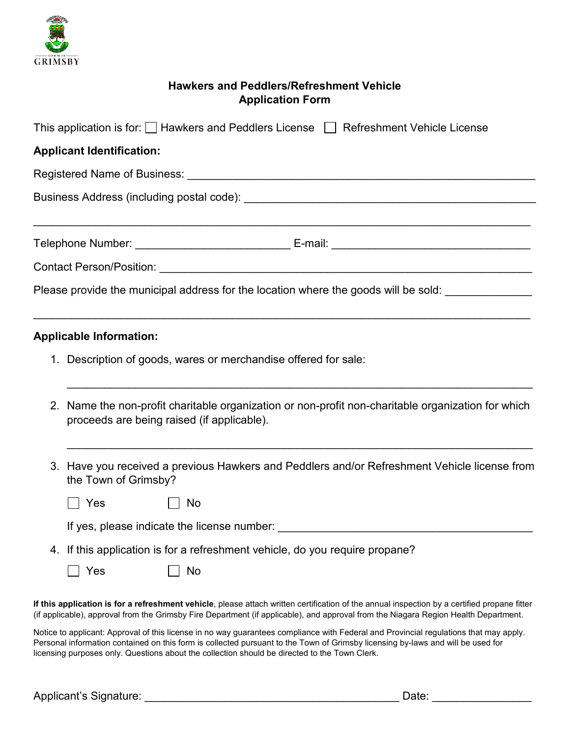TOWN OF GRIMSBY

## Hawkers and Peddlers/Refreshment Vehicle Application Form

This application is for: ☐ Hawkers and Peddlers License ☐ Refreshment Vehicle License

**Applicant Identification:**

Registered Name of Business: ____________________________________________________________

Business Address (including postal code): _________________________________________________

_____________________________________________________________________________________

Telephone Number: __________________________ E-mail: __________________________________

Contact Person/Position: _________________________________________________________________

Please provide the municipal address for the location where the goods will be sold: ______________

_____________________________________________________________________________________

**Applicable Information:**

1. Description of goods, wares or merchandise offered for sale:

   _____________________________________________________________________________

2. Name the non-profit charitable organization or non-profit non-charitable organization for which proceeds are being raised (if applicable).

   _____________________________________________________________________________

3. Have you received a previous Hawkers and Peddlers and/or Refreshment Vehicle license from the Town of Grimsby?

   ☐ Yes ☐ No

   If yes, please indicate the license number: ___________________________________________

4. If this application is for a refreshment vehicle, do you require propane?

   ☐ Yes ☐ No

**If this application is for a refreshment vehicle**, please attach written certification of the annual inspection by a certified propane fitter (if applicable), approval from the Grimsby Fire Department (if applicable), and approval from the Niagara Region Health Department.

Notice to applicant: Approval of this license in no way guarantees compliance with Federal and Provincial regulations that may apply. Personal information contained on this form is collected pursuant to the Town of Grimsby licensing by-laws and will be used for licensing purposes only. Questions about the collection should be directed to the Town Clerk.

Applicant's Signature: __________________________________________ Date: ________________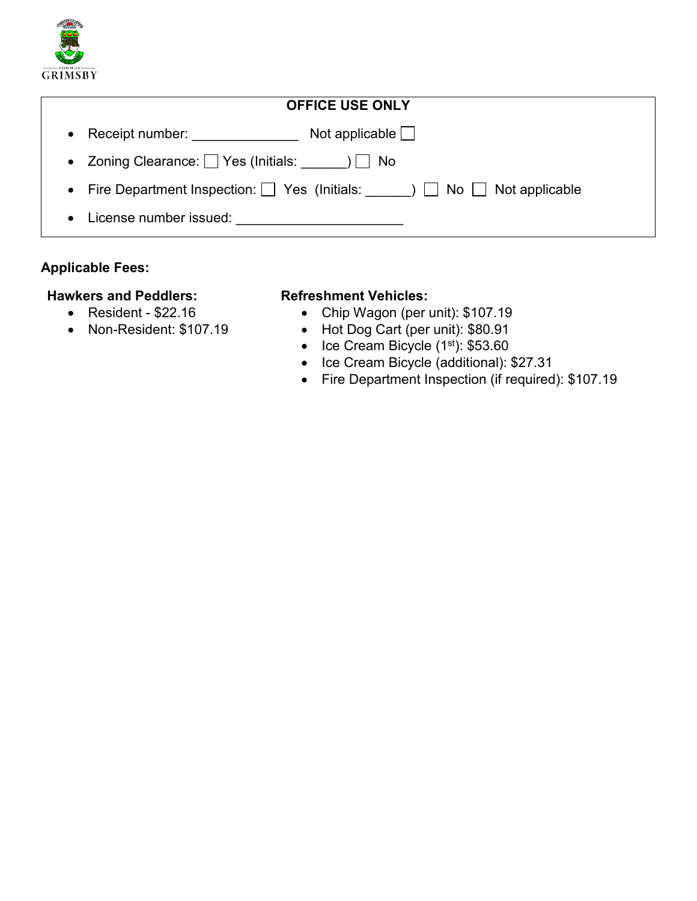**OFFICE USE ONLY**

- Receipt number: ______________ Not applicable ☐
- Zoning Clearance: ☐ Yes (Initials: ______) ☐ No
- Fire Department Inspection: ☐ Yes (Initials: ______) ☐ No ☐ Not applicable
- License number issued: ______________________

**Applicable Fees:**

**Hawkers and Peddlers:**

- Resident - $22.16
- Non-Resident: $107.19

**Refreshment Vehicles:**

- Chip Wagon (per unit): $107.19
- Hot Dog Cart (per unit): $80.91
- Ice Cream Bicycle (1st): $53.60
- Ice Cream Bicycle (additional): $27.31
- Fire Department Inspection (if required): $107.19